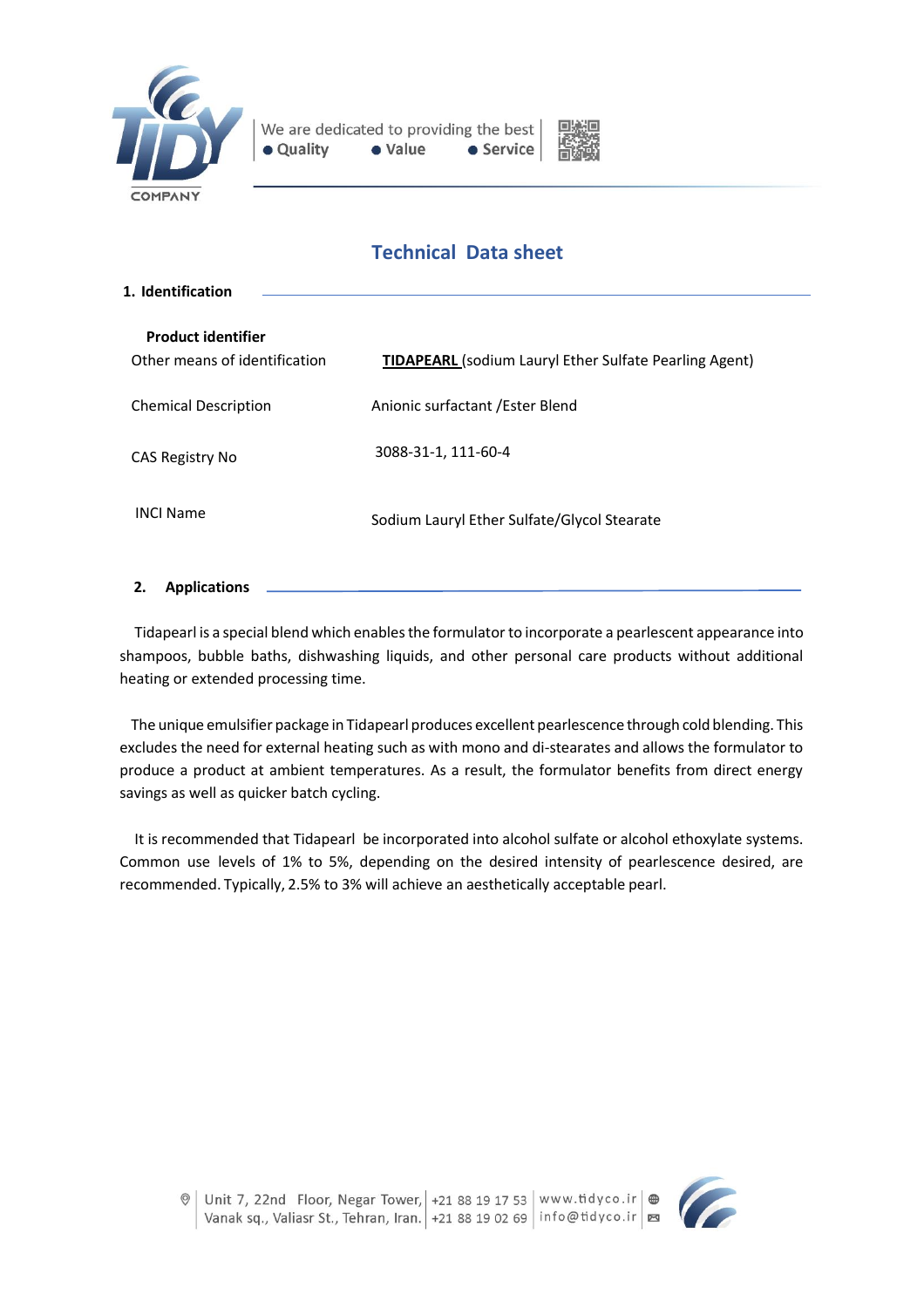# Technical Data sheet

## 1. Identification

| | |
|---|---|
| **Product identifier** | |
| Other means of identification | **TIDAPEARL** (sodium Lauryl Ether Sulfate Pearling Agent) |
| Chemical Description | Anionic surfactant /Ester Blend |
| CAS Registry No | 3088-31-1, 111-60-4 |
| INCI Name | Sodium Lauryl Ether Sulfate/Glycol Stearate |

## 2. Applications

Tidapearl is a special blend which enables the formulator to incorporate a pearlescent appearance into shampoos, bubble baths, dishwashing liquids, and other personal care products without additional heating or extended processing time.

The unique emulsifier package in Tidapearl produces excellent pearlescence through cold blending. This excludes the need for external heating such as with mono and di-stearates and allows the formulator to produce a product at ambient temperatures. As a result, the formulator benefits from direct energy savings as well as quicker batch cycling.

It is recommended that Tidapearl be incorporated into alcohol sulfate or alcohol ethoxylate systems. Common use levels of 1% to 5%, depending on the desired intensity of pearlescence desired, are recommended. Typically, 2.5% to 3% will achieve an aesthetically acceptable pearl.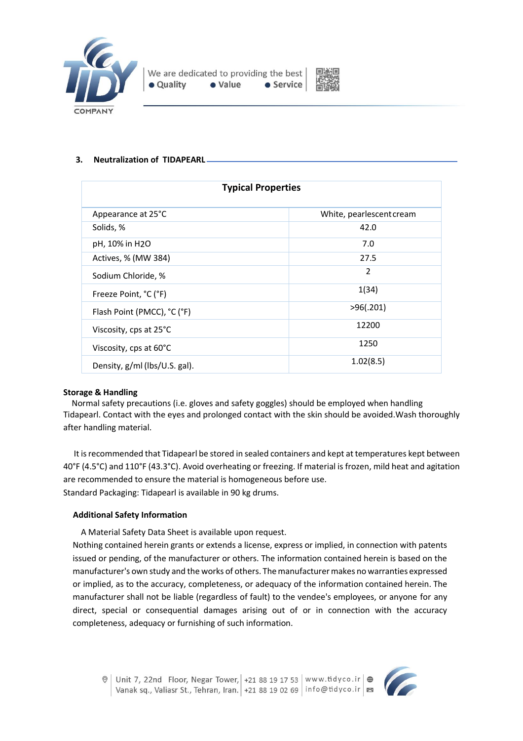### 3. Neutralization of TIDAPEARL

| Typical Properties | |
|---|---|
| Appearance at 25°C | White, pearlescent cream |
| Solids, % | 42.0 |
| pH, 10% in $H_2O$ | 7.0 |
| Actives, % (MW 384) | 27.5 |
| Sodium Chloride, % | 2 |
| Freeze Point, °C (°F) | 1(34) |
| Flash Point (PMCC), °C (°F) | >96(.201) |
| Viscosity, cps at 25°C | 12200 |
| Viscosity, cps at 60°C | 1250 |
| Density, g/ml (lbs/U.S. gal). | 1.02(8.5) |

**Storage & Handling**

Normal safety precautions (i.e. gloves and safety goggles) should be employed when handling Tidapearl. Contact with the eyes and prolonged contact with the skin should be avoided.Wash thoroughly after handling material.

It is recommended that Tidapearl be stored in sealed containers and kept at temperatures kept between 40°F (4.5°C) and 110°F (43.3°C). Avoid overheating or freezing. If material is frozen, mild heat and agitation are recommended to ensure the material is homogeneous before use.
Standard Packaging: Tidapearl is available in 90 kg drums.

**Additional Safety Information**

A Material Safety Data Sheet is available upon request.
Nothing contained herein grants or extends a license, express or implied, in connection with patents issued or pending, of the manufacturer or others. The information contained herein is based on the manufacturer's own study and the works of others. The manufacturer makes no warranties expressed or implied, as to the accuracy, completeness, or adequacy of the information contained herein. The manufacturer shall not be liable (regardless of fault) to the vendee's employees, or anyone for any direct, special or consequential damages arising out of or in connection with the accuracy completeness, adequacy or furnishing of such information.